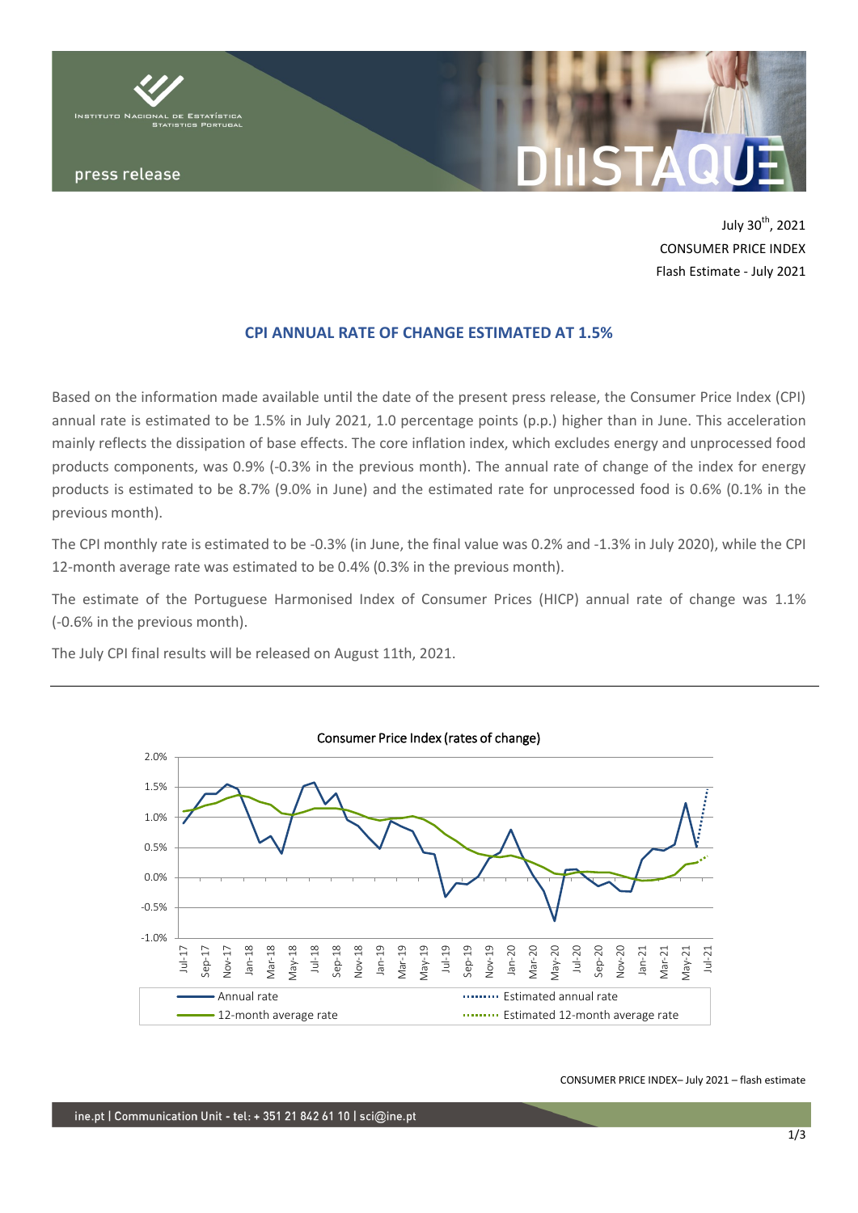press release

July 30th, 2021
CONSUMER PRICE INDEX
Flash Estimate - July 2021

## CPI ANNUAL RATE OF CHANGE ESTIMATED AT 1.5%

Based on the information made available until the date of the present press release, the Consumer Price Index (CPI) annual rate is estimated to be 1.5% in July 2021, 1.0 percentage points (p.p.) higher than in June. This acceleration mainly reflects the dissipation of base effects. The core inflation index, which excludes energy and unprocessed food products components, was 0.9% (-0.3% in the previous month). The annual rate of change of the index for energy products is estimated to be 8.7% (9.0% in June) and the estimated rate for unprocessed food is 0.6% (0.1% in the previous month).

The CPI monthly rate is estimated to be -0.3% (in June, the final value was 0.2% and -1.3% in July 2020), while the CPI 12-month average rate was estimated to be 0.4% (0.3% in the previous month).

The estimate of the Portuguese Harmonised Index of Consumer Prices (HICP) annual rate of change was 1.1% (-0.6% in the previous month).

The July CPI final results will be released on August 11th, 2021.

Consumer Price Index (rates of change)

Annual rate | Estimated annual rate | 12-month average rate | Estimated 12-month average rate

CONSUMER PRICE INDEX– July 2021 – flash estimate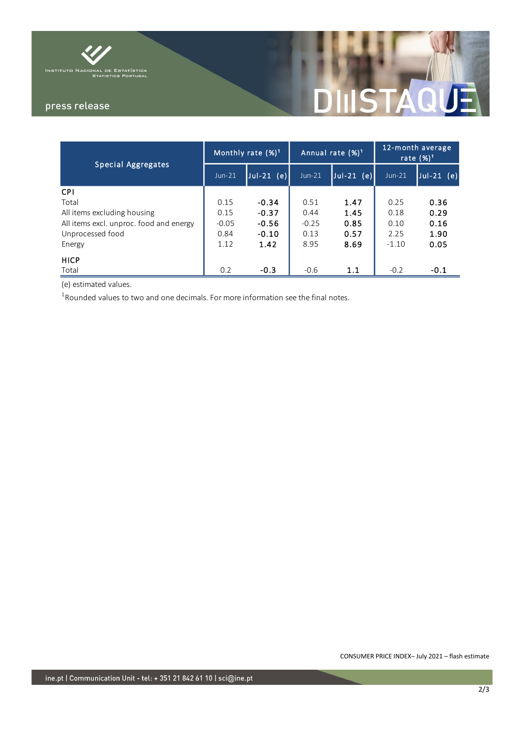| Special Aggregates | Monthly rate (%)[1] | | Annual rate (%)[1] | | 12-month average rate (%)[1] | |
|---|---|---|---|---|---|---|
| | Jun-21 | Jul-21 (e) | Jun-21 | Jul-21 (e) | Jun-21 | Jul-21 (e) |
| **CPI** | | | | | | |
| Total | 0.15 | **-0.34** | 0.51 | **1.47** | 0.25 | **0.36** |
| All items excluding housing | 0.15 | **-0.37** | 0.44 | **1.45** | 0.18 | **0.29** |
| All items excl. unproc. food and energy | -0.05 | **-0.56** | -0.25 | **0.85** | 0.10 | **0.16** |
| Unprocessed food | 0.84 | **-0.10** | 0.13 | **0.57** | 2.25 | **1.90** |
| Energy | 1.12 | **1.42** | 8.95 | **8.69** | -1.10 | **0.05** |
| **HICP** | | | | | | |
| Total | 0.2 | **-0.3** | -0.6 | **1.1** | -0.2 | **-0.1** |

(e) estimated values.

[1]Rounded values to two and one decimals. For more information see the final notes.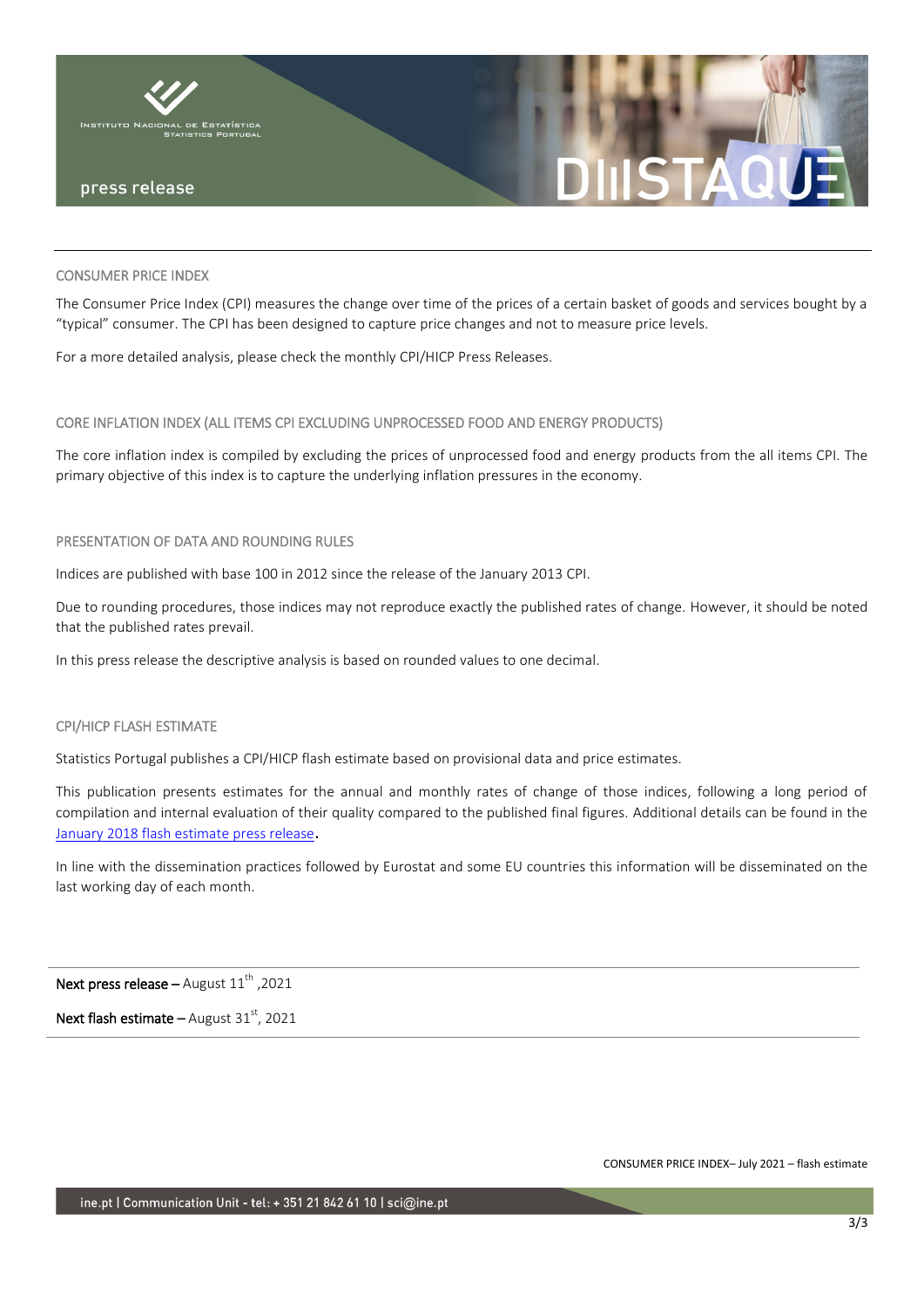## CONSUMER PRICE INDEX

The Consumer Price Index (CPI) measures the change over time of the prices of a certain basket of goods and services bought by a "typical" consumer. The CPI has been designed to capture price changes and not to measure price levels.

For a more detailed analysis, please check the monthly CPI/HICP Press Releases.

## CORE INFLATION INDEX (ALL ITEMS CPI EXCLUDING UNPROCESSED FOOD AND ENERGY PRODUCTS)

The core inflation index is compiled by excluding the prices of unprocessed food and energy products from the all items CPI. The primary objective of this index is to capture the underlying inflation pressures in the economy.

## PRESENTATION OF DATA AND ROUNDING RULES

Indices are published with base 100 in 2012 since the release of the January 2013 CPI.

Due to rounding procedures, those indices may not reproduce exactly the published rates of change. However, it should be noted that the published rates prevail.

In this press release the descriptive analysis is based on rounded values to one decimal.

## CPI/HICP FLASH ESTIMATE

Statistics Portugal publishes a CPI/HICP flash estimate based on provisional data and price estimates.

This publication presents estimates for the annual and monthly rates of change of those indices, following a long period of compilation and internal evaluation of their quality compared to the published final figures. Additional details can be found in the January 2018 flash estimate press release.

In line with the dissemination practices followed by Eurostat and some EU countries this information will be disseminated on the last working day of each month.

**Next press release** – August 11th ,2021

**Next flash estimate** – August 31st, 2021